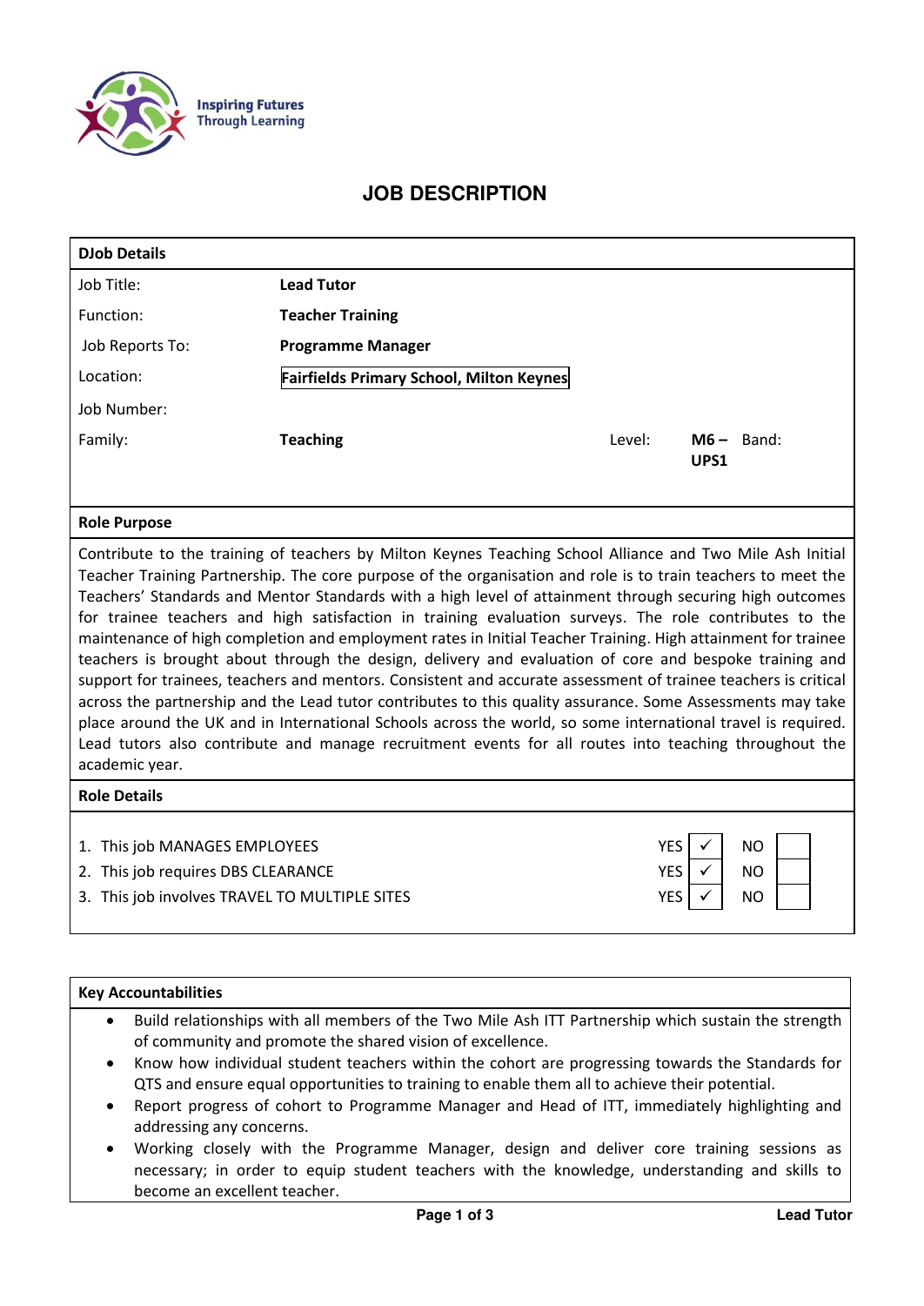Inspiring Futures Through Learning

# JOB DESCRIPTION

| DJob Details | | | |
|---|---|---|---|
| Job Title: | **Lead Tutor** | | |
| Function: | **Teacher Training** | | |
| Job Reports To: | **Programme Manager** | | |
| Location: | **Fairfields Primary School, Milton Keynes** | | |
| Job Number: | | | |
| Family: | **Teaching** | Level: | **M6 – UPS1** Band: |

## Role Purpose

Contribute to the training of teachers by Milton Keynes Teaching School Alliance and Two Mile Ash Initial Teacher Training Partnership. The core purpose of the organisation and role is to train teachers to meet the Teachers' Standards and Mentor Standards with a high level of attainment through securing high outcomes for trainee teachers and high satisfaction in training evaluation surveys. The role contributes to the maintenance of high completion and employment rates in Initial Teacher Training. High attainment for trainee teachers is brought about through the design, delivery and evaluation of core and bespoke training and support for trainees, teachers and mentors. Consistent and accurate assessment of trainee teachers is critical across the partnership and the Lead tutor contributes to this quality assurance. Some Assessments may take place around the UK and in International Schools across the world, so some international travel is required. Lead tutors also contribute and manage recruitment events for all routes into teaching throughout the academic year.

## Role Details

| | YES | | NO | |
|---|---|---|---|---|
| 1. This job MANAGES EMPLOYEES | YES | ✓ | NO | |
| 2. This job requires DBS CLEARANCE | YES | ✓ | NO | |
| 3. This job involves TRAVEL TO MULTIPLE SITES | YES | ✓ | NO | |

## Key Accountabilities

- Build relationships with all members of the Two Mile Ash ITT Partnership which sustain the strength of community and promote the shared vision of excellence.
- Know how individual student teachers within the cohort are progressing towards the Standards for QTS and ensure equal opportunities to training to enable them all to achieve their potential.
- Report progress of cohort to Programme Manager and Head of ITT, immediately highlighting and addressing any concerns.
- Working closely with the Programme Manager, design and deliver core training sessions as necessary; in order to equip student teachers with the knowledge, understanding and skills to become an excellent teacher.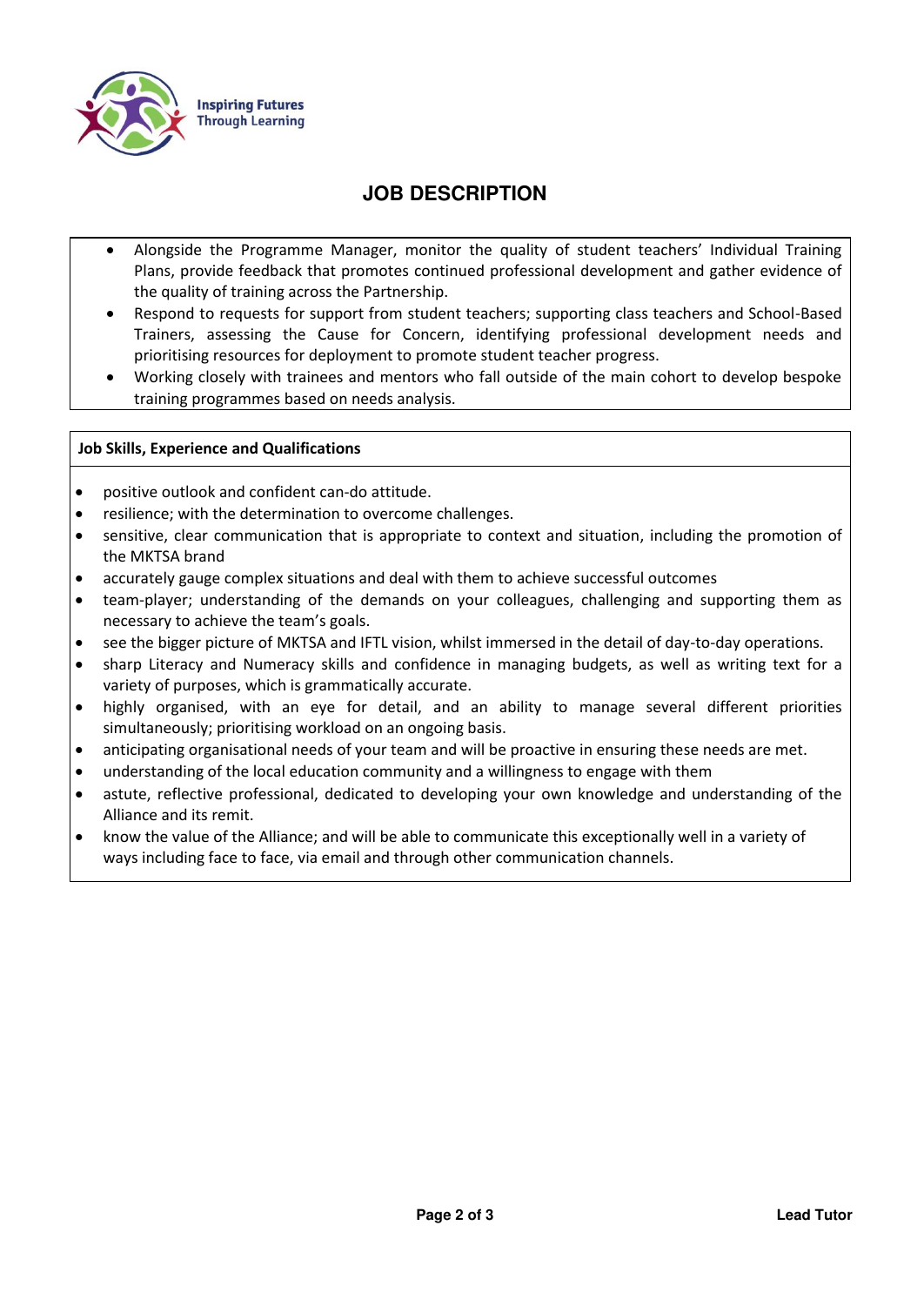# JOB DESCRIPTION

- Alongside the Programme Manager, monitor the quality of student teachers' Individual Training Plans, provide feedback that promotes continued professional development and gather evidence of the quality of training across the Partnership.
- Respond to requests for support from student teachers; supporting class teachers and School-Based Trainers, assessing the Cause for Concern, identifying professional development needs and prioritising resources for deployment to promote student teacher progress.
- Working closely with trainees and mentors who fall outside of the main cohort to develop bespoke training programmes based on needs analysis.

**Job Skills, Experience and Qualifications**

- positive outlook and confident can-do attitude.
- resilience; with the determination to overcome challenges.
- sensitive, clear communication that is appropriate to context and situation, including the promotion of the MKTSA brand
- accurately gauge complex situations and deal with them to achieve successful outcomes
- team-player; understanding of the demands on your colleagues, challenging and supporting them as necessary to achieve the team's goals.
- see the bigger picture of MKTSA and IFTL vision, whilst immersed in the detail of day-to-day operations.
- sharp Literacy and Numeracy skills and confidence in managing budgets, as well as writing text for a variety of purposes, which is grammatically accurate.
- highly organised, with an eye for detail, and an ability to manage several different priorities simultaneously; prioritising workload on an ongoing basis.
- anticipating organisational needs of your team and will be proactive in ensuring these needs are met.
- understanding of the local education community and a willingness to engage with them
- astute, reflective professional, dedicated to developing your own knowledge and understanding of the Alliance and its remit.
- know the value of the Alliance; and will be able to communicate this exceptionally well in a variety of ways including face to face, via email and through other communication channels.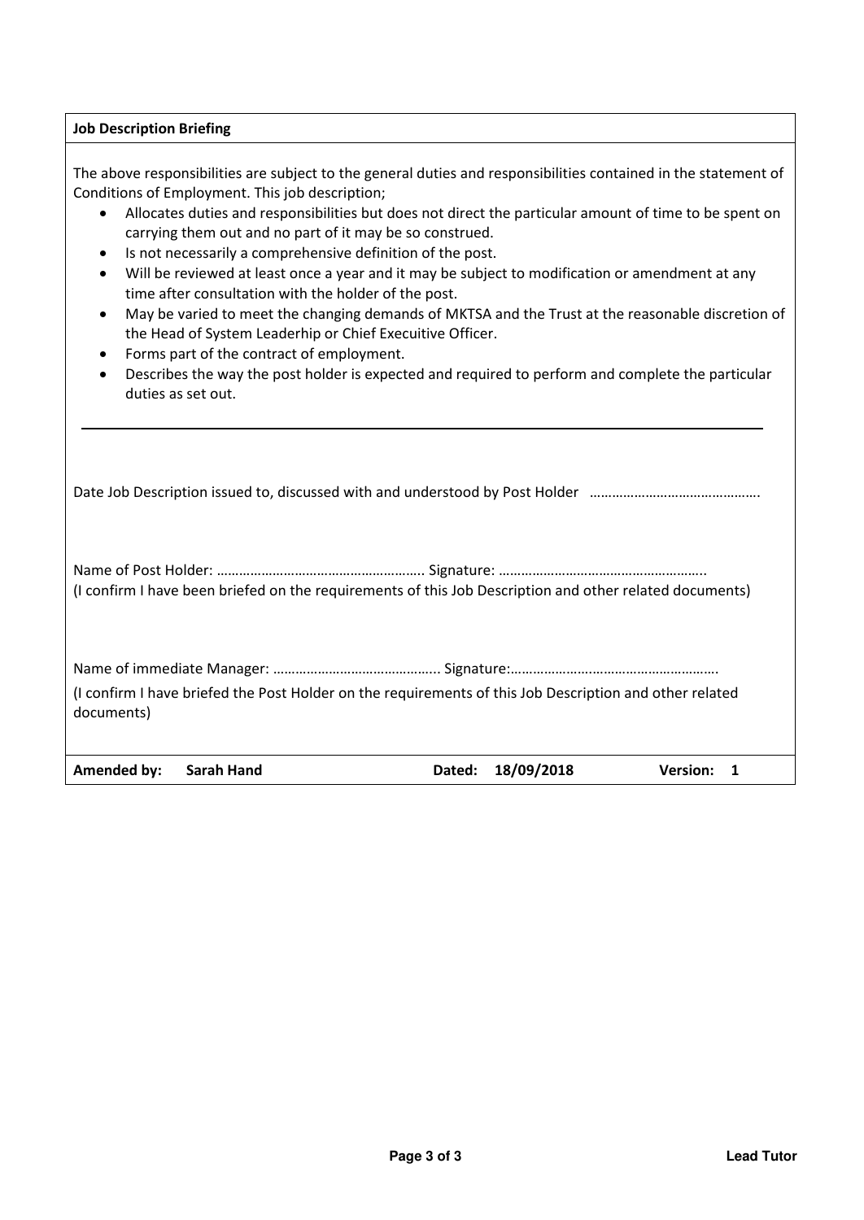**Job Description Briefing**

The above responsibilities are subject to the general duties and responsibilities contained in the statement of Conditions of Employment. This job description;

- Allocates duties and responsibilities but does not direct the particular amount of time to be spent on carrying them out and no part of it may be so construed.
- Is not necessarily a comprehensive definition of the post.
- Will be reviewed at least once a year and it may be subject to modification or amendment at any time after consultation with the holder of the post.
- May be varied to meet the changing demands of MKTSA and the Trust at the reasonable discretion of the Head of System Leaderhip or Chief Executive Officer.
- Forms part of the contract of employment.
- Describes the way the post holder is expected and required to perform and complete the particular duties as set out.

---

Date Job Description issued to, discussed with and understood by Post Holder ……………………………………….

Name of Post Holder: ……………………………………………….. Signature: ………………………………………………..
(I confirm I have been briefed on the requirements of this Job Description and other related documents)

Name of immediate Manager: …………………………………….. Signature:……………………………………………….
(I confirm I have briefed the Post Holder on the requirements of this Job Description and other related documents)

**Amended by: Sarah Hand** **Dated: 18/09/2018** **Version: 1**